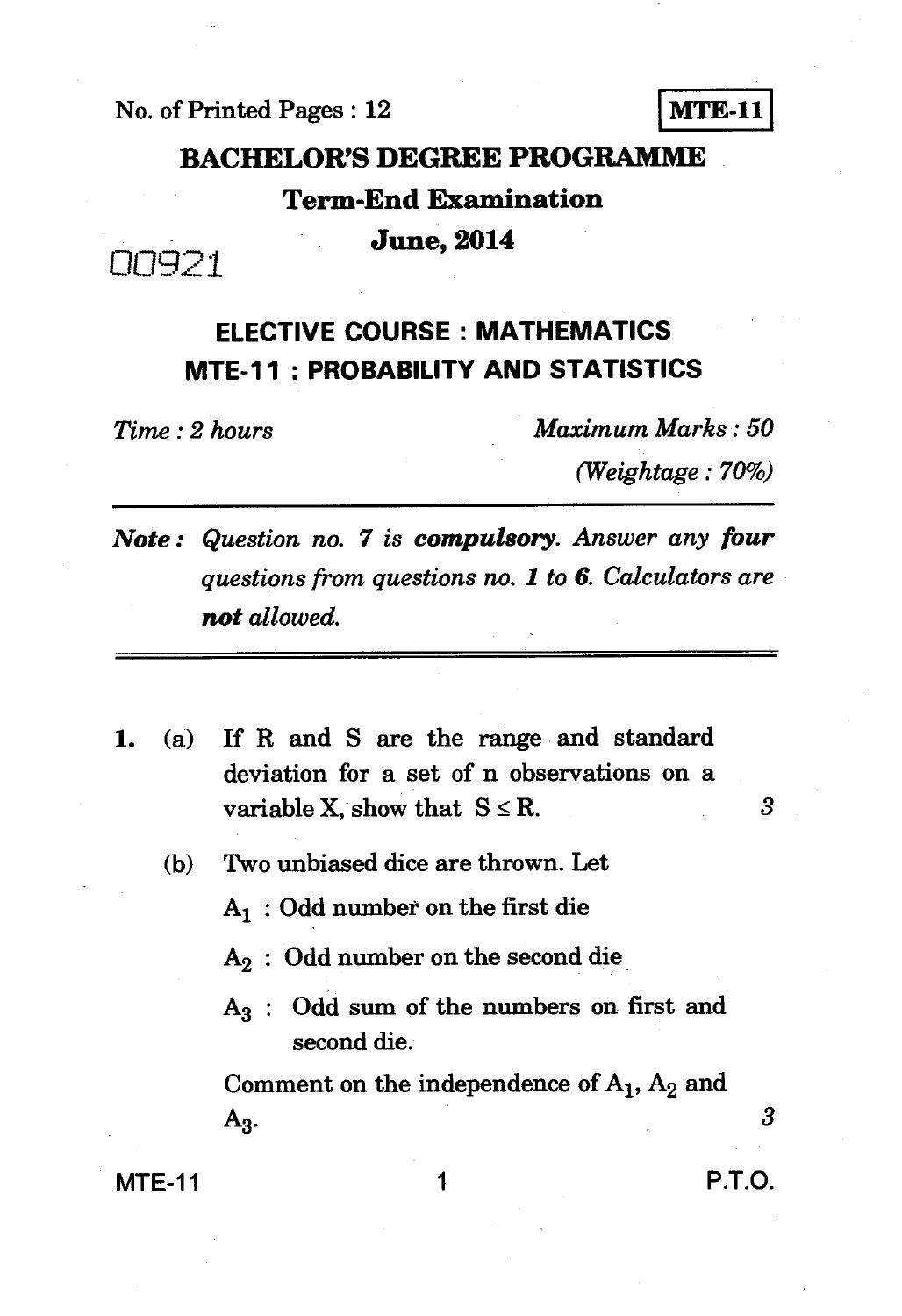No. of Printed Pages : 12

**MTE-11**

# BACHELOR'S DEGREE PROGRAMME

## Term-End Examination

## June, 2014

00921

## ELECTIVE COURSE : MATHEMATICS
## MTE-11 : PROBABILITY AND STATISTICS

*Time : 2 hours* *Maximum Marks : 50*

*(Weightage : 70%)*

***Note :*** *Question no. 7 is **compulsory**. Answer any **four** questions from questions no. **1** to **6**. Calculators are **not** allowed.*

---

**1.** (a) If R and S are the range and standard deviation for a set of n observations on a variable X, show that $S \leq R$. *3*

(b) Two unbiased dice are thrown. Let

$A_1$ : Odd number on the first die

$A_2$ : Odd number on the second die

$A_3$ : Odd sum of the numbers on first and second die.

Comment on the independence of $A_1$, $A_2$ and $A_3$. *3*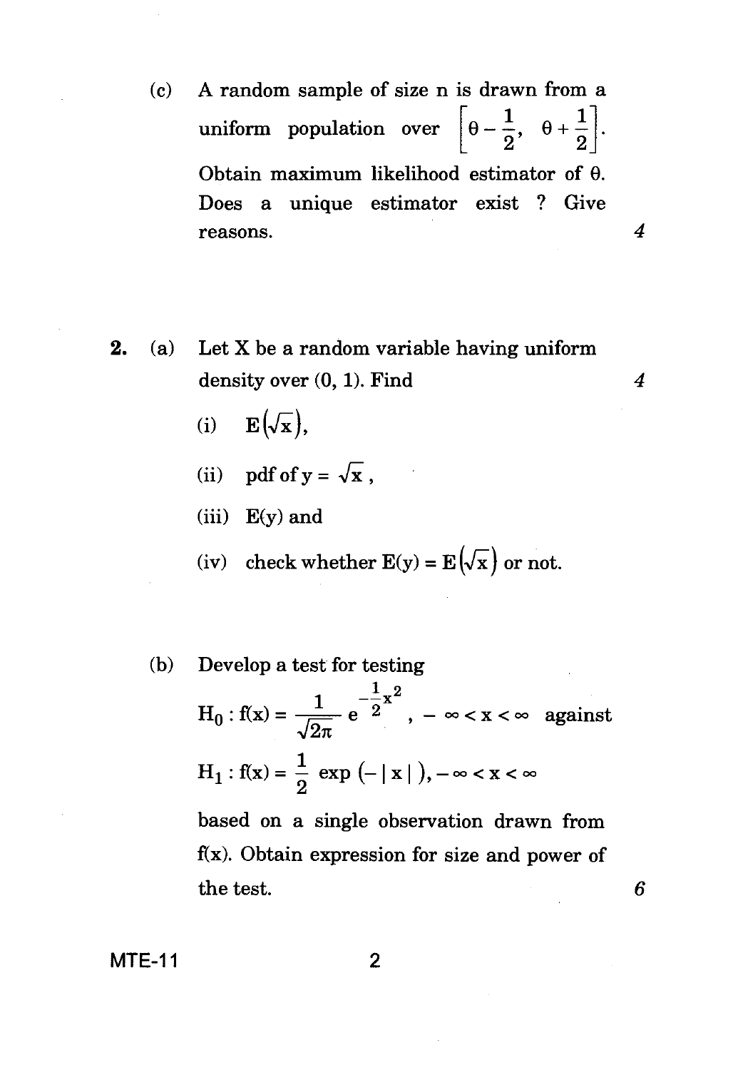(c) A random sample of size n is drawn from a uniform population over $\left[\theta - \frac{1}{2}, \; \theta + \frac{1}{2}\right]$. Obtain maximum likelihood estimator of θ. Does a unique estimator exist ? Give reasons. *4*

**2.** (a) Let X be a random variable having uniform density over (0, 1). Find *4*

(i) $E\left(\sqrt{x}\right)$,

(ii) pdf of $y = \sqrt{x}$ ,

(iii) E(y) and

(iv) check whether $E(y) = E\left(\sqrt{x}\right)$ or not.

(b) Develop a test for testing

$$H_0 : f(x) = \frac{1}{\sqrt{2\pi}} e^{-\frac{1}{2}x^2}, \; -\infty < x < \infty \text{ against}$$

$$H_1 : f(x) = \frac{1}{2} \exp\left(-|x|\right), -\infty < x < \infty$$

based on a single observation drawn from f(x). Obtain expression for size and power of the test. *6*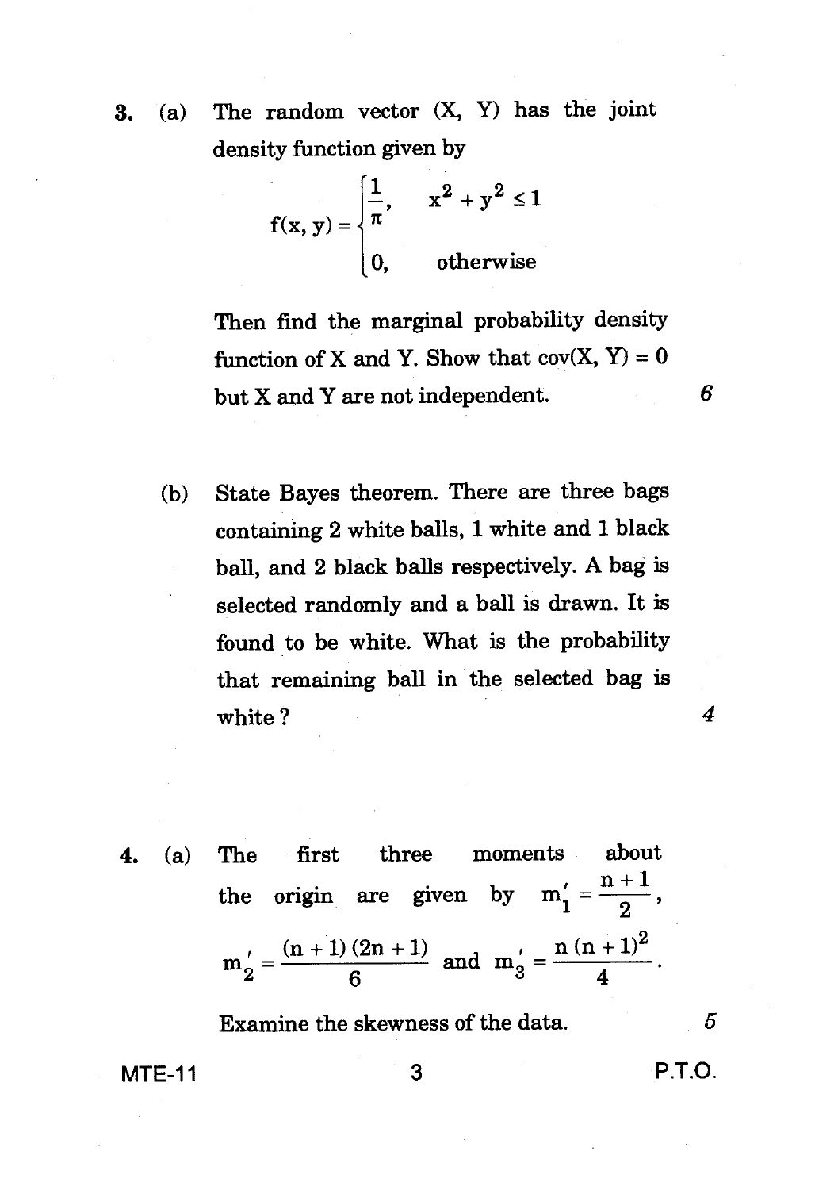3. (a) The random vector (X, Y) has the joint density function given by

$$f(x, y) = \begin{cases} \frac{1}{\pi}, & x^2 + y^2 \leq 1 \\ 0, & \text{otherwise} \end{cases}$$

Then find the marginal probability density function of X and Y. Show that cov(X, Y) = 0 but X and Y are not independent. *6*

(b) State Bayes theorem. There are three bags containing 2 white balls, 1 white and 1 black ball, and 2 black balls respectively. A bag is selected randomly and a ball is drawn. It is found to be white. What is the probability that remaining ball in the selected bag is white ? *4*

4. (a) The first three moments about the origin are given by $m_1' = \frac{n+1}{2}$, $m_2' = \frac{(n+1)(2n+1)}{6}$ and $m_3' = \frac{n(n+1)^2}{4}$.

Examine the skewness of the data. *5*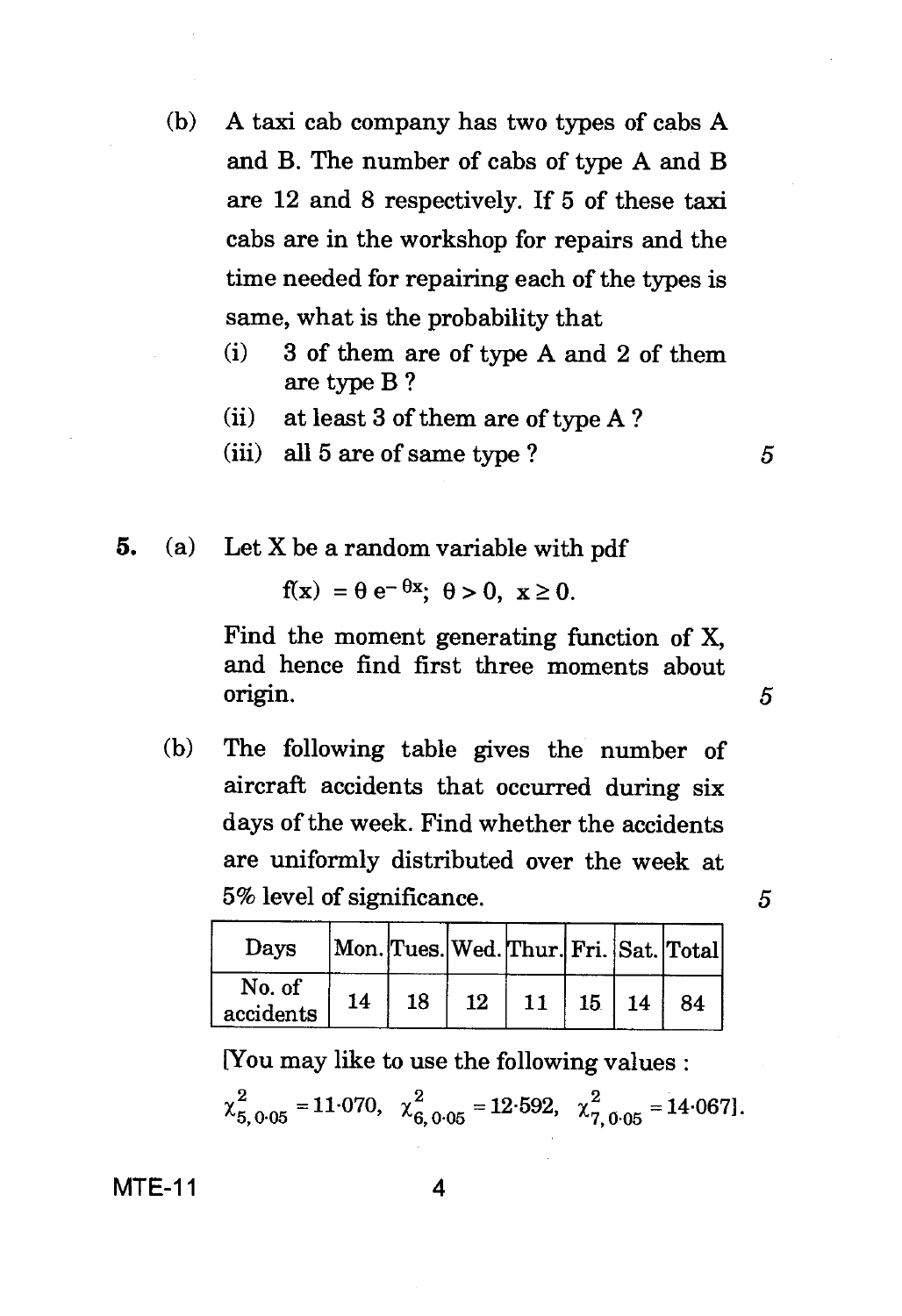(b) A taxi cab company has two types of cabs A and B. The number of cabs of type A and B are 12 and 8 respectively. If 5 of these taxi cabs are in the workshop for repairs and the time needed for repairing each of the types is same, what is the probability that

(i) 3 of them are of type A and 2 of them are type B ?

(ii) at least 3 of them are of type A ?

(iii) all 5 are of same type ? 5

**5.** (a) Let X be a random variable with pdf

$$f(x) = \theta e^{-\theta x};\ \theta > 0,\ x \geq 0.$$

Find the moment generating function of X, and hence find first three moments about origin. 5

(b) The following table gives the number of aircraft accidents that occurred during six days of the week. Find whether the accidents are uniformly distributed over the week at 5% level of significance. 5

| Days | Mon. | Tues. | Wed. | Thur. | Fri. | Sat. | Total |
|---|---|---|---|---|---|---|---|
| No. of accidents | 14 | 18 | 12 | 11 | 15 | 14 | 84 |

[You may like to use the following values :

$\chi^2_{5,\,0\cdot05} = 11\cdot070,\ \chi^2_{6,\,0\cdot05} = 12\cdot592,\ \chi^2_{7,\,0\cdot05} = 14\cdot067$].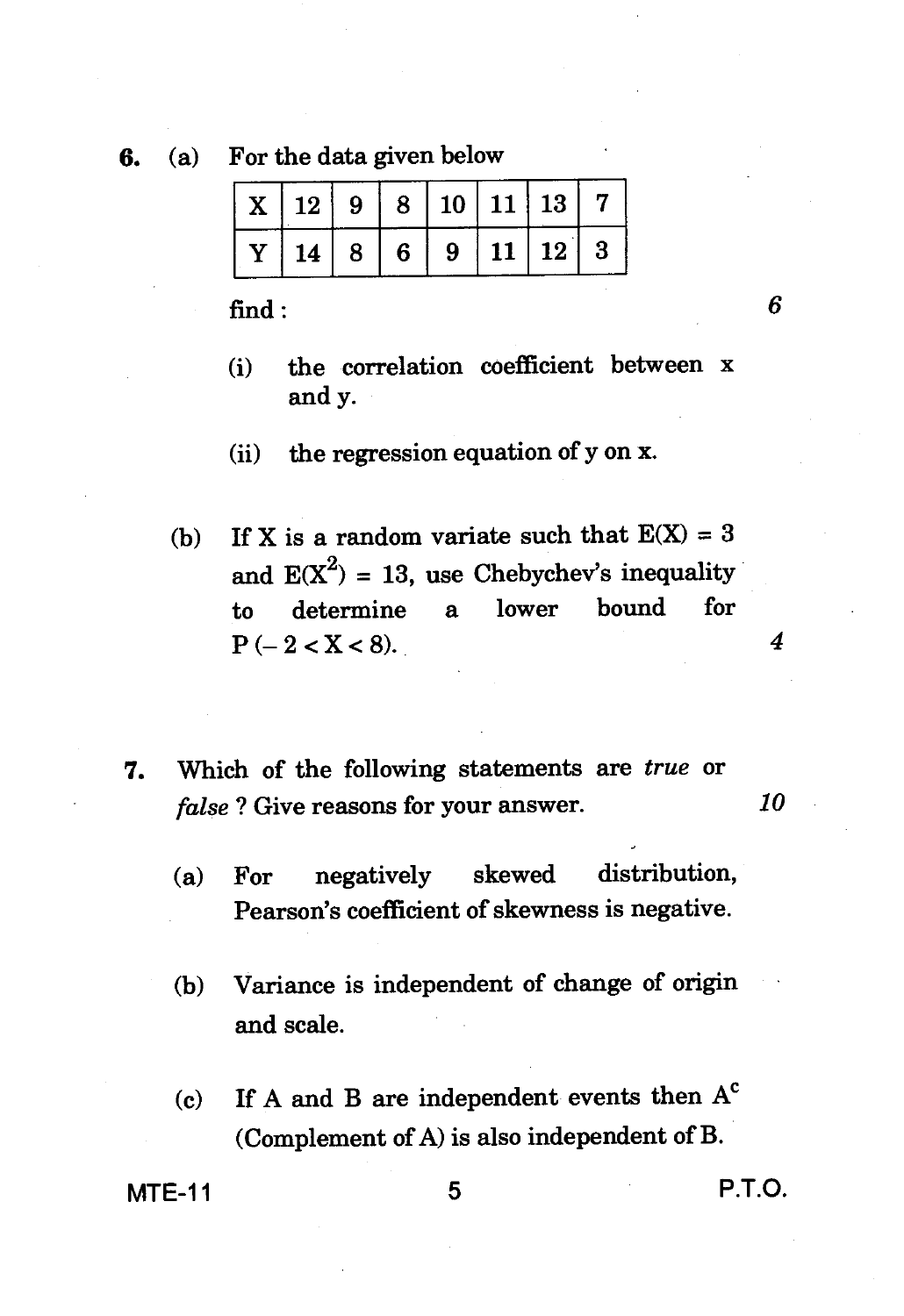6\. (a) For the data given below

| X | 12 | 9 | 8 | 10 | 11 | 13 | 7 |
|---|---|---|---|---|---|---|---|
| Y | 14 | 8 | 6 | 9 | 11 | 12 | 3 |

find : *6*

(i) the correlation coefficient between x and y.

(ii) the regression equation of y on x.

(b) If X is a random variate such that $E(X) = 3$ and $E(X^2) = 13$, use Chebychev's inequality to determine a lower bound for $P(-2 < X < 8)$. *4*

7\. Which of the following statements are *true* or *false* ? Give reasons for your answer. *10*

(a) For negatively skewed distribution, Pearson's coefficient of skewness is negative.

(b) Variance is independent of change of origin and scale.

(c) If A and B are independent events then $A^c$ (Complement of A) is also independent of B.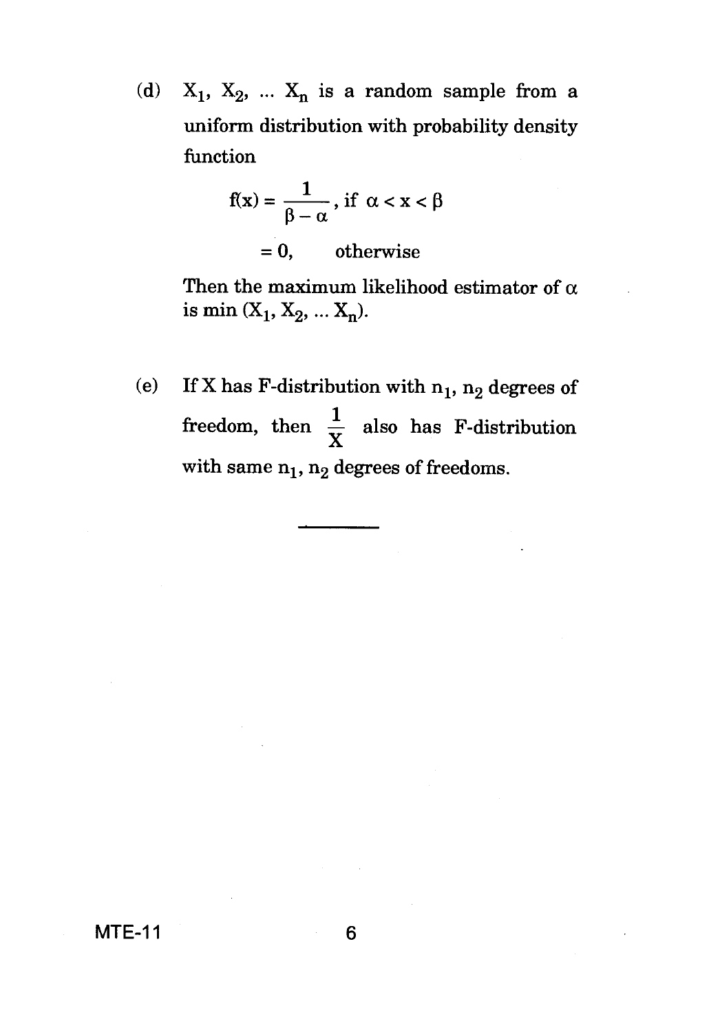(d) $X_1, X_2, \ldots X_n$ is a random sample from a uniform distribution with probability density function

$$f(x) = \frac{1}{\beta - \alpha}, \text{ if } \alpha < x < \beta$$

$$= 0, \qquad \text{otherwise}$$

Then the maximum likelihood estimator of $\alpha$ is $\min(X_1, X_2, \ldots X_n)$.

(e) If X has F-distribution with $n_1, n_2$ degrees of freedom, then $\frac{1}{X}$ also has F-distribution with same $n_1, n_2$ degrees of freedoms.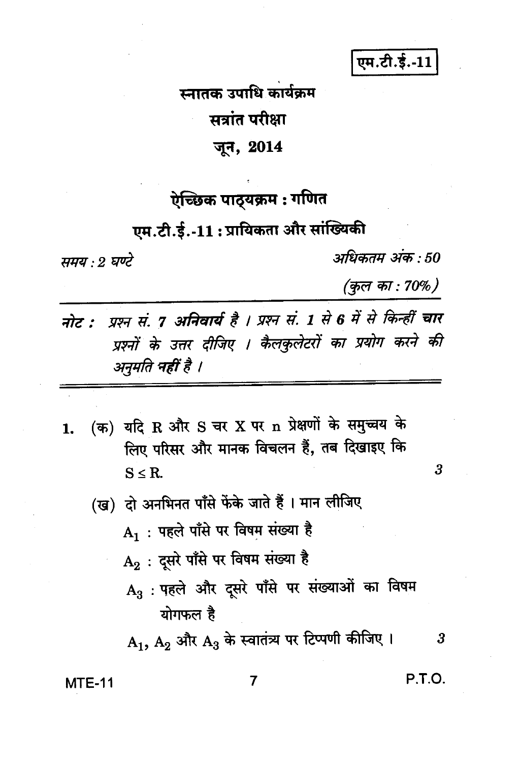एम.टी.ई.-11

# स्नातक उपाधि कार्यक्रम

## सत्रांत परीक्षा

## जून, 2014

## ऐच्छिक पाठ्यक्रम : गणित

## एम.टी.ई.-11 : प्रायिकता और सांख्यिकी

*समय : 2 घण्टे* *अधिकतम अंक : 50*

*(कुल का : 70%)*

***नोट :** प्रश्न सं. 7 अनिवार्य है । प्रश्न सं. 1 से 6 में से किन्हीं **चार** प्रश्नों के उत्तर दीजिए । कैलकुलेटरों का प्रयोग करने की अनुमति नहीं है ।*

---

1. (क) यदि R और S चर X पर n प्रेक्षणों के समुच्चय के लिए परिसर और मानक विचलन हैं, तब दिखाइए कि $S \leq R$. 3

   (ख) दो अनभिनत पाँसे फेंके जाते हैं । मान लीजिए

   $A_1$ : पहले पाँसे पर विषम संख्या है

   $A_2$ : दूसरे पाँसे पर विषम संख्या है

   $A_3$ : पहले और दूसरे पाँसे पर संख्याओं का विषम योगफल है

   $A_1$, $A_2$ और $A_3$ के स्वातंत्र्य पर टिप्पणी कीजिए । 3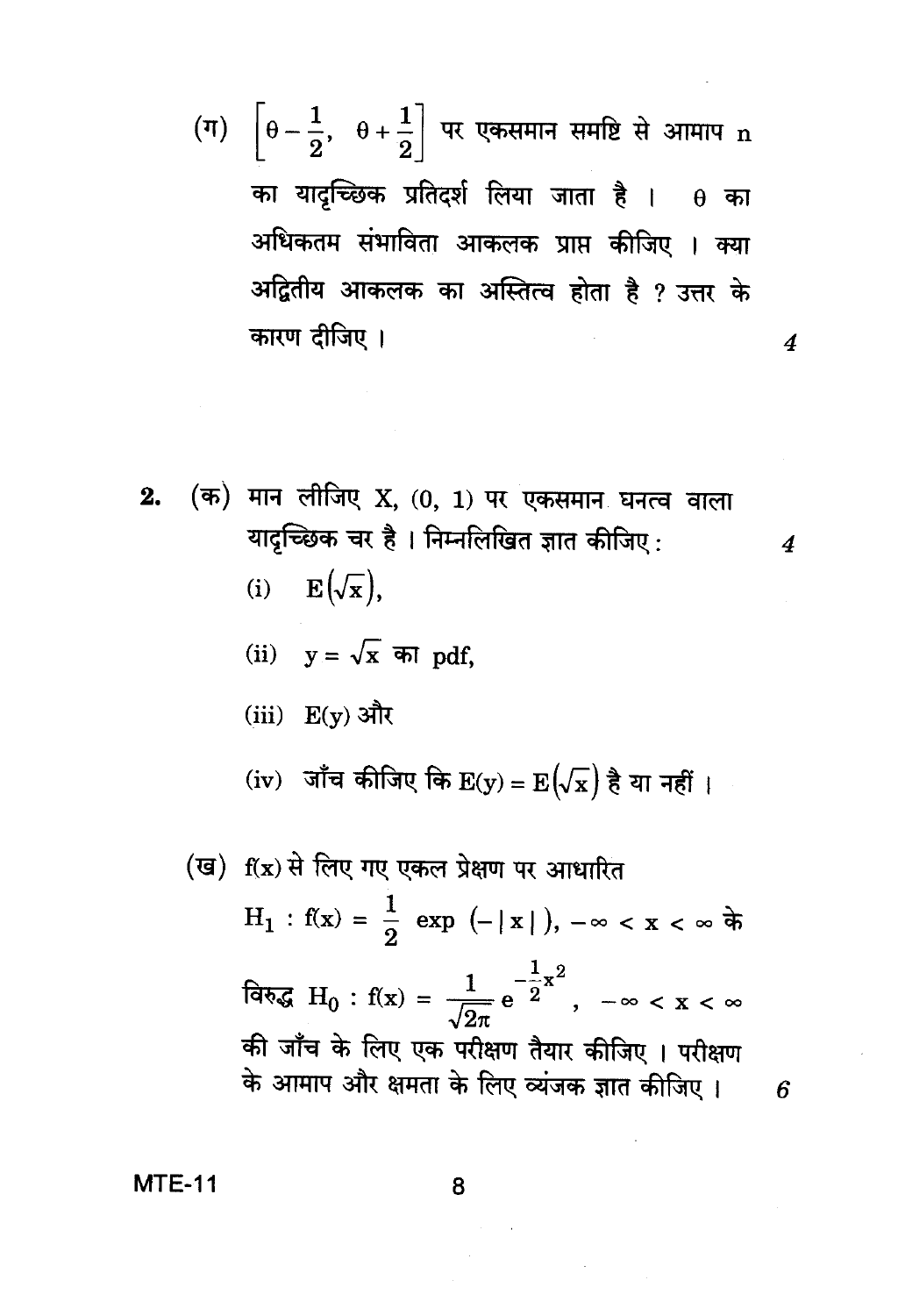(ग) $\left[\theta - \frac{1}{2}, \ \theta + \frac{1}{2}\right]$ पर एकसमान समष्टि से आमाप n का यादृच्छिक प्रतिदर्श लिया जाता है । $\theta$ का अधिकतम संभाविता आकलक प्राप्त कीजिए । क्या अद्वितीय आकलक का अस्तित्व होता है ? उत्तर के कारण दीजिए । 4

2. (क) मान लीजिए X, (0, 1) पर एकसमान घनत्व वाला यादृच्छिक चर है । निम्नलिखित ज्ञात कीजिए : 4

   (i) $E\left(\sqrt{x}\right)$,

   (ii) $y = \sqrt{x}$ का pdf,

   (iii) E(y) और

   (iv) जाँच कीजिए कि $E(y) = E\left(\sqrt{x}\right)$ है या नहीं ।

   (ख) f(x) से लिए गए एकल प्रेक्षण पर आधारित $H_1 : f(x) = \frac{1}{2} \exp\left(-|x|\right), -\infty < x < \infty$ के विरुद्ध $H_0 : f(x) = \frac{1}{\sqrt{2\pi}} e^{-\frac{1}{2}x^2}, \ -\infty < x < \infty$ की जाँच के लिए एक परीक्षण तैयार कीजिए । परीक्षण के आमाप और क्षमता के लिए व्यंजक ज्ञात कीजिए । 6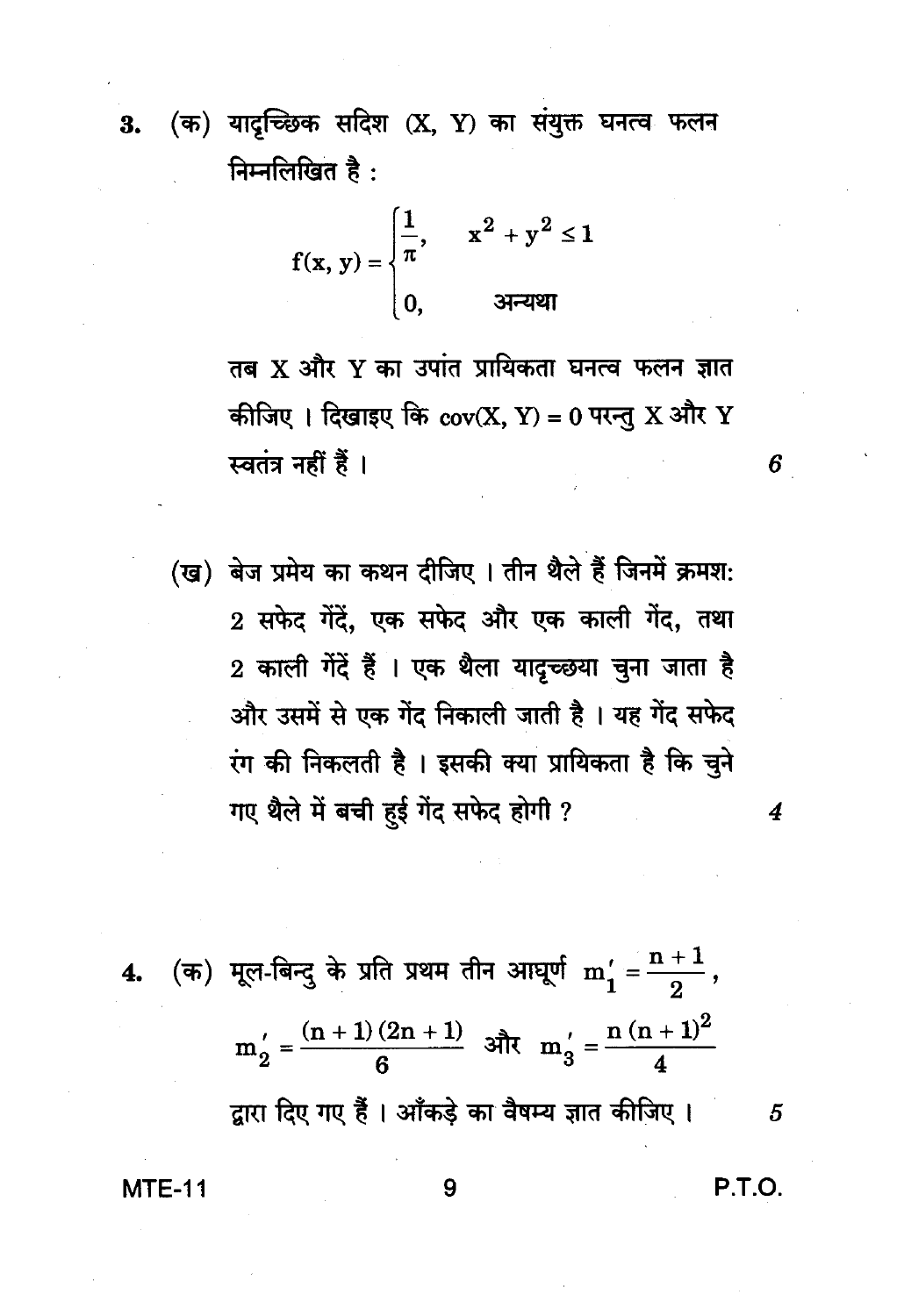3. (क) यादृच्छिक सदिश (X, Y) का संयुक्त घनत्व फलन निम्नलिखित है :

$$f(x, y) = \begin{cases} \dfrac{1}{\pi}, & x^2 + y^2 \leq 1 \\ 0, & \text{अन्यथा} \end{cases}$$

तब X और Y का उपांत प्रायिकता घनत्व फलन ज्ञात कीजिए । दिखाइए कि $\text{cov}(X, Y) = 0$ परन्तु X और Y स्वतंत्र नहीं हैं । 6

(ख) बेज प्रमेय का कथन दीजिए । तीन थैले हैं जिनमें क्रमशः 2 सफेद गेंदें, एक सफेद और एक काली गेंद, तथा 2 काली गेंदें हैं । एक थैला यादृच्छया चुना जाता है और उसमें से एक गेंद निकाली जाती है । यह गेंद सफेद रंग की निकलती है । इसकी क्या प्रायिकता है कि चुने गए थैले में बची हुई गेंद सफेद होगी ? 4

4. (क) मूल-बिन्दु के प्रति प्रथम तीन आघूर्ण $m_1' = \dfrac{n+1}{2}$,

$$m_2' = \frac{(n+1)(2n+1)}{6} \text{ और } m_3' = \frac{n(n+1)^2}{4}$$

द्वारा दिए गए हैं । आँकड़े का वैषम्य ज्ञात कीजिए । 5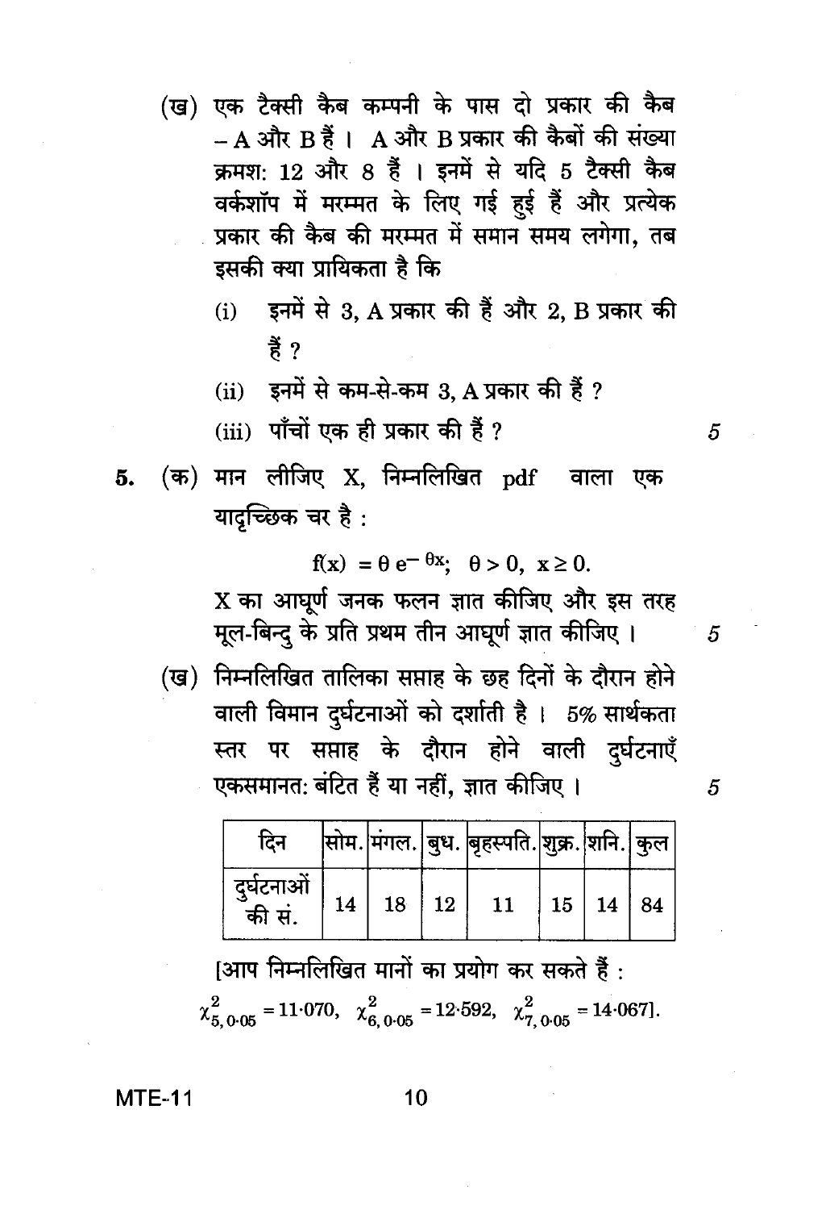(ख) एक टैक्सी कैब कम्पनी के पास दो प्रकार की कैब – A और B हैं । A और B प्रकार की कैबों की संख्या क्रमशः 12 और 8 हैं । इनमें से यदि 5 टैक्सी कैब वर्कशॉप में मरम्मत के लिए गई हुई हैं और प्रत्येक प्रकार की कैब की मरम्मत में समान समय लगेगा, तब इसकी क्या प्रायिकता है कि

(i) इनमें से 3, A प्रकार की हैं और 2, B प्रकार की हैं ?

(ii) इनमें से कम-से-कम 3, A प्रकार की हैं ?

(iii) पाँचों एक ही प्रकार की हैं ? 5

5. (क) मान लीजिए X, निम्नलिखित pdf वाला एक यादृच्छिक चर है :

$$f(x) = \theta e^{-\theta x};\ \ \theta > 0,\ x \geq 0.$$

X का आघूर्ण जनक फलन ज्ञात कीजिए और इस तरह मूल-बिन्दु के प्रति प्रथम तीन आघूर्ण ज्ञात कीजिए । 5

(ख) निम्नलिखित तालिका सप्ताह के छह दिनों के दौरान होने वाली विमान दुर्घटनाओं को दर्शाती है । 5% सार्थकता स्तर पर सप्ताह के दौरान होने वाली दुर्घटनाएँ एकसमानतः बंटित हैं या नहीं, ज्ञात कीजिए । 5

| दिन | सोम. | मंगल. | बुध. | बृहस्पति. | शुक्र. | शनि. | कुल |
|---|---|---|---|---|---|---|---|
| दुर्घटनाओं की सं. | 14 | 18 | 12 | 11 | 15 | 14 | 84 |

[आप निम्नलिखित मानों का प्रयोग कर सकते हैं :

$\chi^2_{5,\,0\cdot05} = 11\cdot070,\ \ \chi^2_{6,\,0\cdot05} = 12\cdot592,\ \ \chi^2_{7,\,0\cdot05} = 14\cdot067$].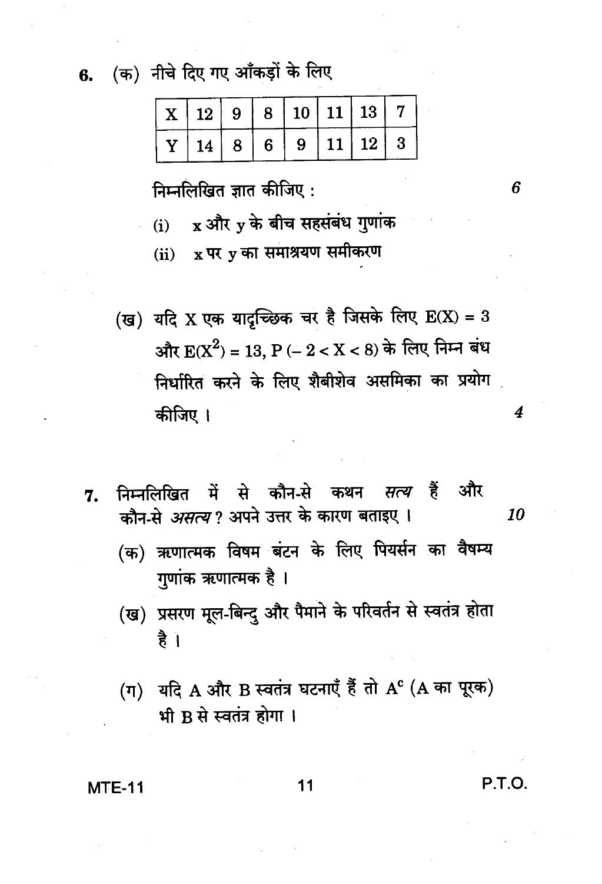6. (क) नीचे दिए गए आँकड़ों के लिए

| X | 12 | 9 | 8 | 10 | 11 | 13 | 7 |
|---|---|---|---|---|---|---|---|
| Y | 14 | 8 | 6 | 9 | 11 | 12 | 3 |

निम्नलिखित ज्ञात कीजिए : 6

(i) x और y के बीच सहसंबंध गुणांक

(ii) x पर y का समाश्रयण समीकरण

(ख) यदि X एक यादृच्छिक चर है जिसके लिए $E(X) = 3$ और $E(X^2) = 13$, $P(-2 < X < 8)$ के लिए निम्न बंध निर्धारित करने के लिए शैबीशेव असमिका का प्रयोग कीजिए । 4

7. निम्नलिखित में से कौन-से कथन *सत्य* हैं और कौन-से *असत्य* ? अपने उत्तर के कारण बताइए । 10

(क) ऋणात्मक विषम बंटन के लिए पियर्सन का वैषम्य गुणांक ऋणात्मक है ।

(ख) प्रसरण मूल-बिन्दु और पैमाने के परिवर्तन से स्वतंत्र होता है ।

(ग) यदि A और B स्वतंत्र घटनाएँ हैं तो $A^c$ (A का पूरक) भी B से स्वतंत्र होगा ।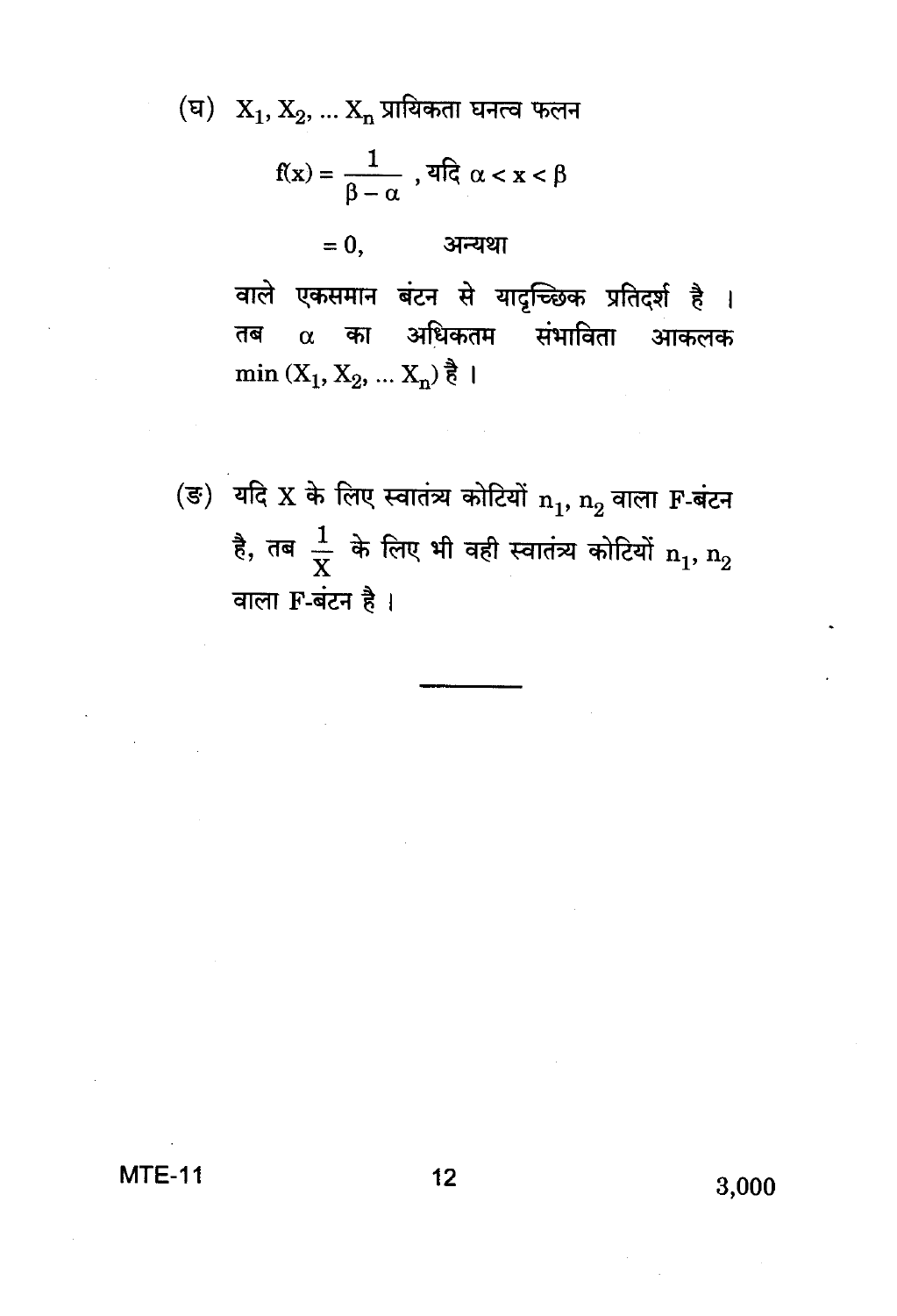(घ) $X_1, X_2, \ldots X_n$ प्रायिकता घनत्व फलन

$$f(x) = \frac{1}{\beta - \alpha}, \text{ यदि } \alpha < x < \beta$$

$$= 0, \quad \text{अन्यथा}$$

वाले एकसमान बंटन से यादृच्छिक प्रतिदर्श है । तब $\alpha$ का अधिकतम संभाविता आकलक $\min(X_1, X_2, \ldots X_n)$ है ।

(ङ) यदि X के लिए स्वातंत्र्य कोटियों $n_1, n_2$ वाला F-बंटन है, तब $\frac{1}{X}$ के लिए भी वही स्वातंत्र्य कोटियों $n_1, n_2$ वाला F-बंटन है ।

MTE-11

3,000